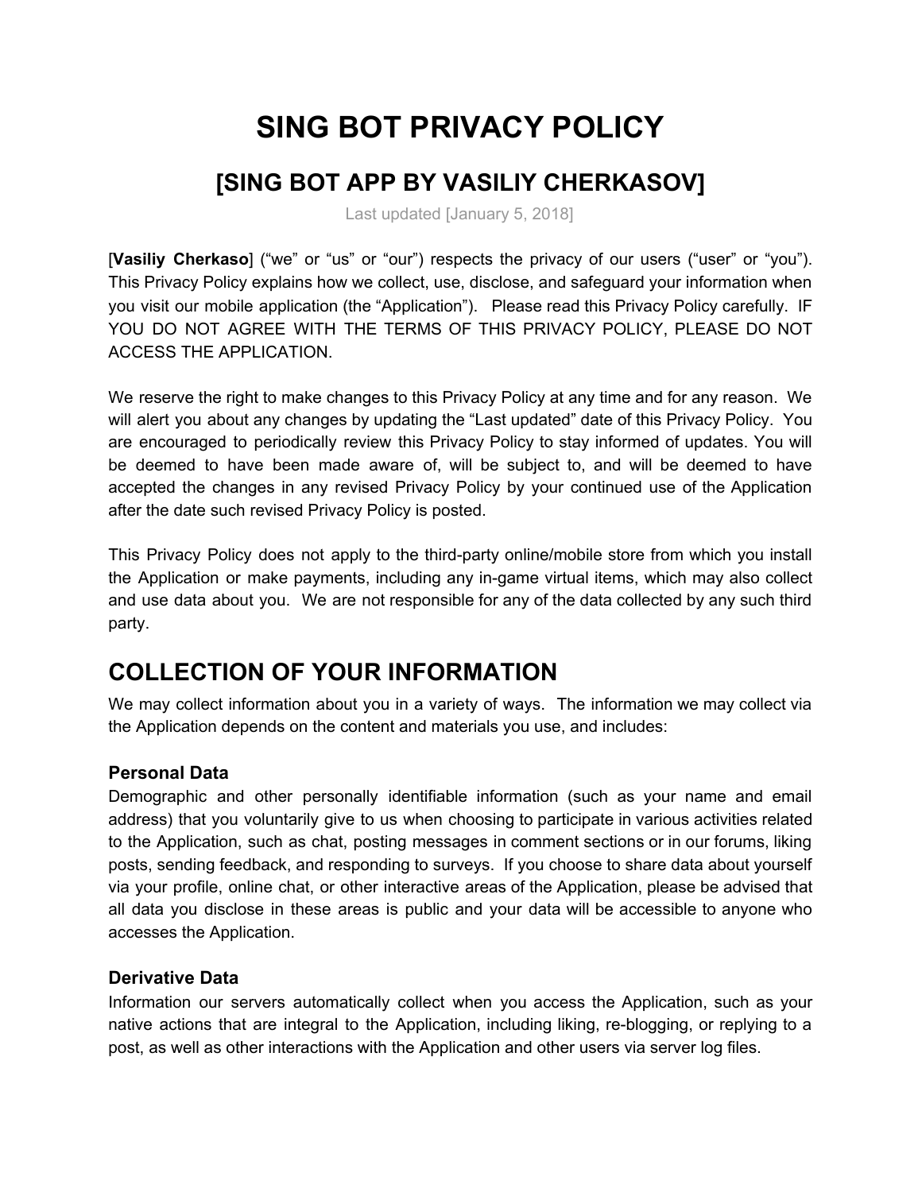# SING BOT PRIVACY POLICY

## [SING BOT APP BY VASILIY CHERKASOV]

Last updated [January 5, 2018]

[**Vasiliy Cherkaso**] ("we" or "us" or "our") respects the privacy of our users ("user" or "you"). This Privacy Policy explains how we collect, use, disclose, and safeguard your information when you visit our mobile application (the "Application"). Please read this Privacy Policy carefully. IF YOU DO NOT AGREE WITH THE TERMS OF THIS PRIVACY POLICY, PLEASE DO NOT ACCESS THE APPLICATION.

We reserve the right to make changes to this Privacy Policy at any time and for any reason. We will alert you about any changes by updating the "Last updated" date of this Privacy Policy. You are encouraged to periodically review this Privacy Policy to stay informed of updates. You will be deemed to have been made aware of, will be subject to, and will be deemed to have accepted the changes in any revised Privacy Policy by your continued use of the Application after the date such revised Privacy Policy is posted.

This Privacy Policy does not apply to the third-party online/mobile store from which you install the Application or make payments, including any in-game virtual items, which may also collect and use data about you. We are not responsible for any of the data collected by any such third party.

## COLLECTION OF YOUR INFORMATION

We may collect information about you in a variety of ways. The information we may collect via the Application depends on the content and materials you use, and includes:

### Personal Data

Demographic and other personally identifiable information (such as your name and email address) that you voluntarily give to us when choosing to participate in various activities related to the Application, such as chat, posting messages in comment sections or in our forums, liking posts, sending feedback, and responding to surveys. If you choose to share data about yourself via your profile, online chat, or other interactive areas of the Application, please be advised that all data you disclose in these areas is public and your data will be accessible to anyone who accesses the Application.

### Derivative Data

Information our servers automatically collect when you access the Application, such as your native actions that are integral to the Application, including liking, re-blogging, or replying to a post, as well as other interactions with the Application and other users via server log files.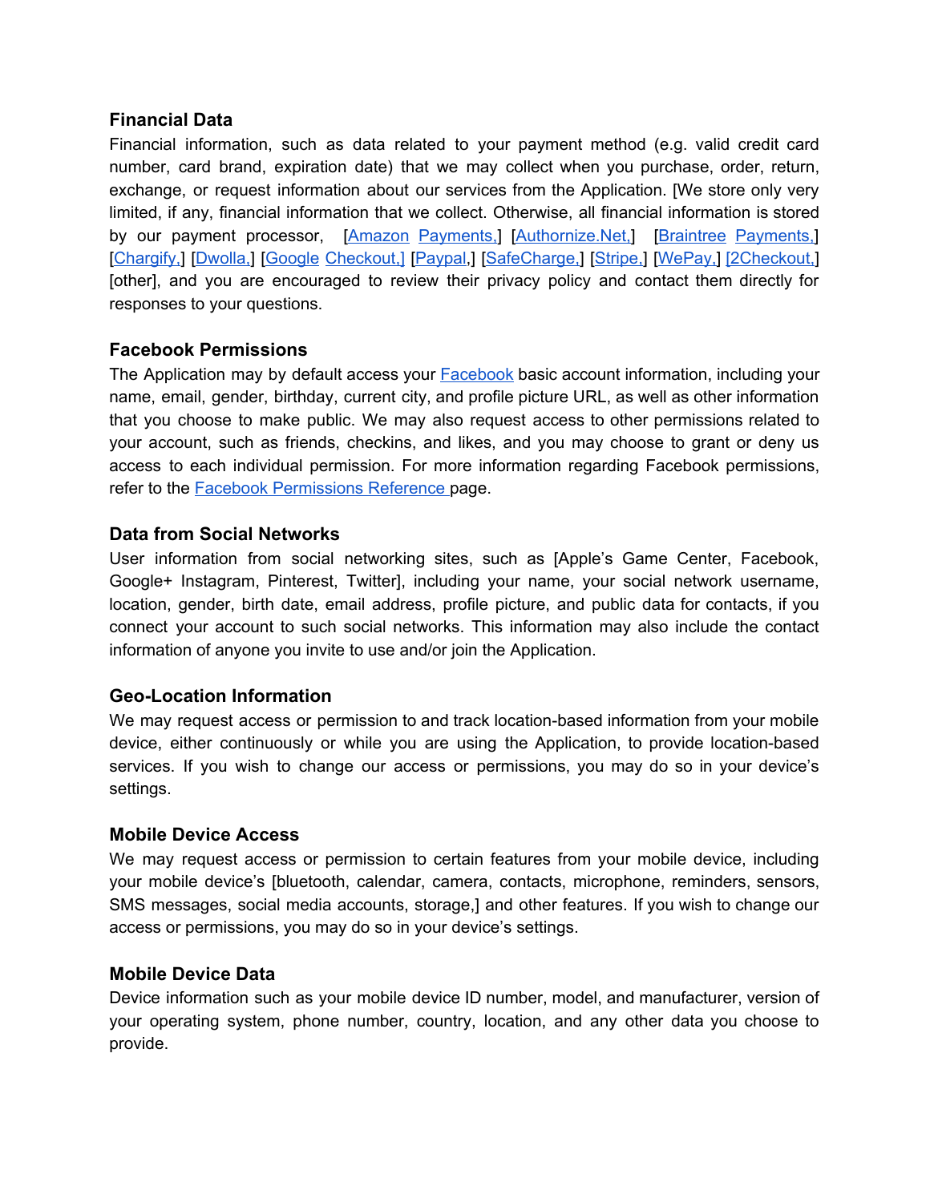### Financial Data

Financial information, such as data related to your payment method (e.g. valid credit card number, card brand, expiration date) that we may collect when you purchase, order, return, exchange, or request information about our services from the Application. [We store only very limited, if any, financial information that we collect. Otherwise, all financial information is stored by our payment processor, [Amazon Payments,] [Authornize.Net,] [Braintree Payments,] [Chargify,] [Dwolla,] [Google Checkout,] [Paypal,] [SafeCharge,] [Stripe,] [WePay,] [2Checkout,] [other], and you are encouraged to review their privacy policy and contact them directly for responses to your questions.

### Facebook Permissions

The Application may by default access your Facebook basic account information, including your name, email, gender, birthday, current city, and profile picture URL, as well as other information that you choose to make public. We may also request access to other permissions related to your account, such as friends, checkins, and likes, and you may choose to grant or deny us access to each individual permission. For more information regarding Facebook permissions, refer to the Facebook Permissions Reference page.

### Data from Social Networks

User information from social networking sites, such as [Apple's Game Center, Facebook, Google+ Instagram, Pinterest, Twitter], including your name, your social network username, location, gender, birth date, email address, profile picture, and public data for contacts, if you connect your account to such social networks. This information may also include the contact information of anyone you invite to use and/or join the Application.

### Geo-Location Information

We may request access or permission to and track location-based information from your mobile device, either continuously or while you are using the Application, to provide location-based services. If you wish to change our access or permissions, you may do so in your device's settings.

### Mobile Device Access

We may request access or permission to certain features from your mobile device, including your mobile device's [bluetooth, calendar, camera, contacts, microphone, reminders, sensors, SMS messages, social media accounts, storage,] and other features. If you wish to change our access or permissions, you may do so in your device's settings.

### Mobile Device Data

Device information such as your mobile device ID number, model, and manufacturer, version of your operating system, phone number, country, location, and any other data you choose to provide.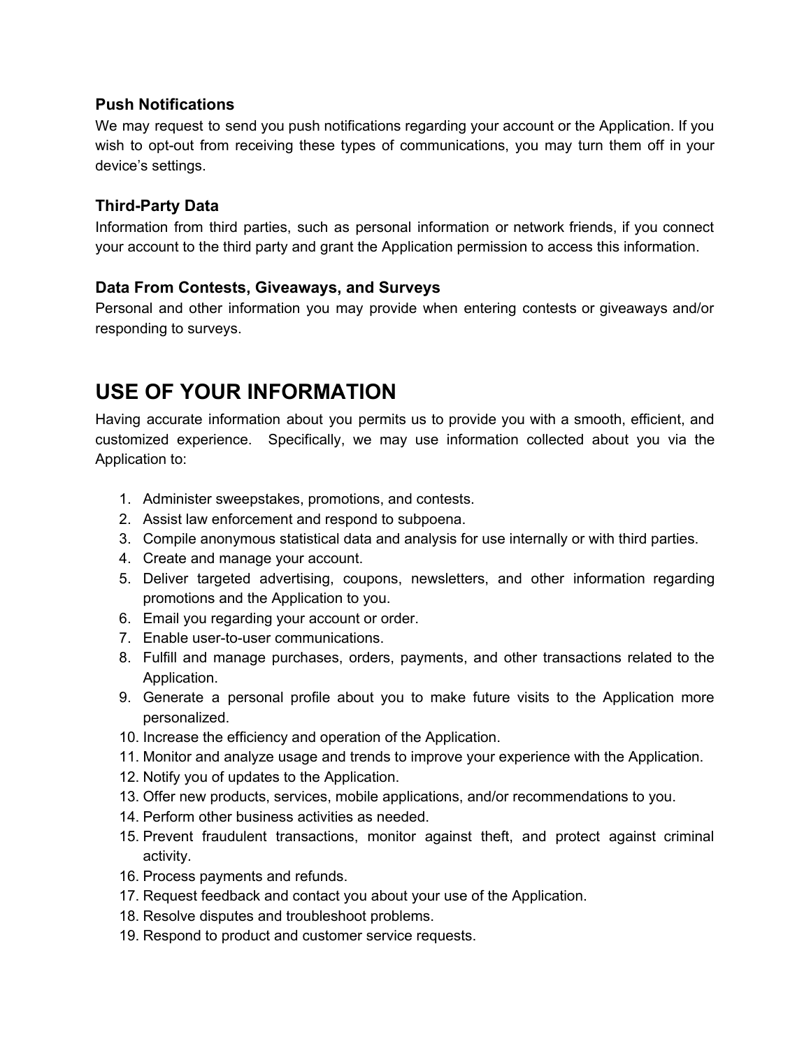### Push Notifications

We may request to send you push notifications regarding your account or the Application. If you wish to opt-out from receiving these types of communications, you may turn them off in your device's settings.

### Third-Party Data

Information from third parties, such as personal information or network friends, if you connect your account to the third party and grant the Application permission to access this information.

### Data From Contests, Giveaways, and Surveys

Personal and other information you may provide when entering contests or giveaways and/or responding to surveys.

## USE OF YOUR INFORMATION

Having accurate information about you permits us to provide you with a smooth, efficient, and customized experience. Specifically, we may use information collected about you via the Application to:

1. Administer sweepstakes, promotions, and contests.
2. Assist law enforcement and respond to subpoena.
3. Compile anonymous statistical data and analysis for use internally or with third parties.
4. Create and manage your account.
5. Deliver targeted advertising, coupons, newsletters, and other information regarding promotions and the Application to you.
6. Email you regarding your account or order.
7. Enable user-to-user communications.
8. Fulfill and manage purchases, orders, payments, and other transactions related to the Application.
9. Generate a personal profile about you to make future visits to the Application more personalized.
10. Increase the efficiency and operation of the Application.
11. Monitor and analyze usage and trends to improve your experience with the Application.
12. Notify you of updates to the Application.
13. Offer new products, services, mobile applications, and/or recommendations to you.
14. Perform other business activities as needed.
15. Prevent fraudulent transactions, monitor against theft, and protect against criminal activity.
16. Process payments and refunds.
17. Request feedback and contact you about your use of the Application.
18. Resolve disputes and troubleshoot problems.
19. Respond to product and customer service requests.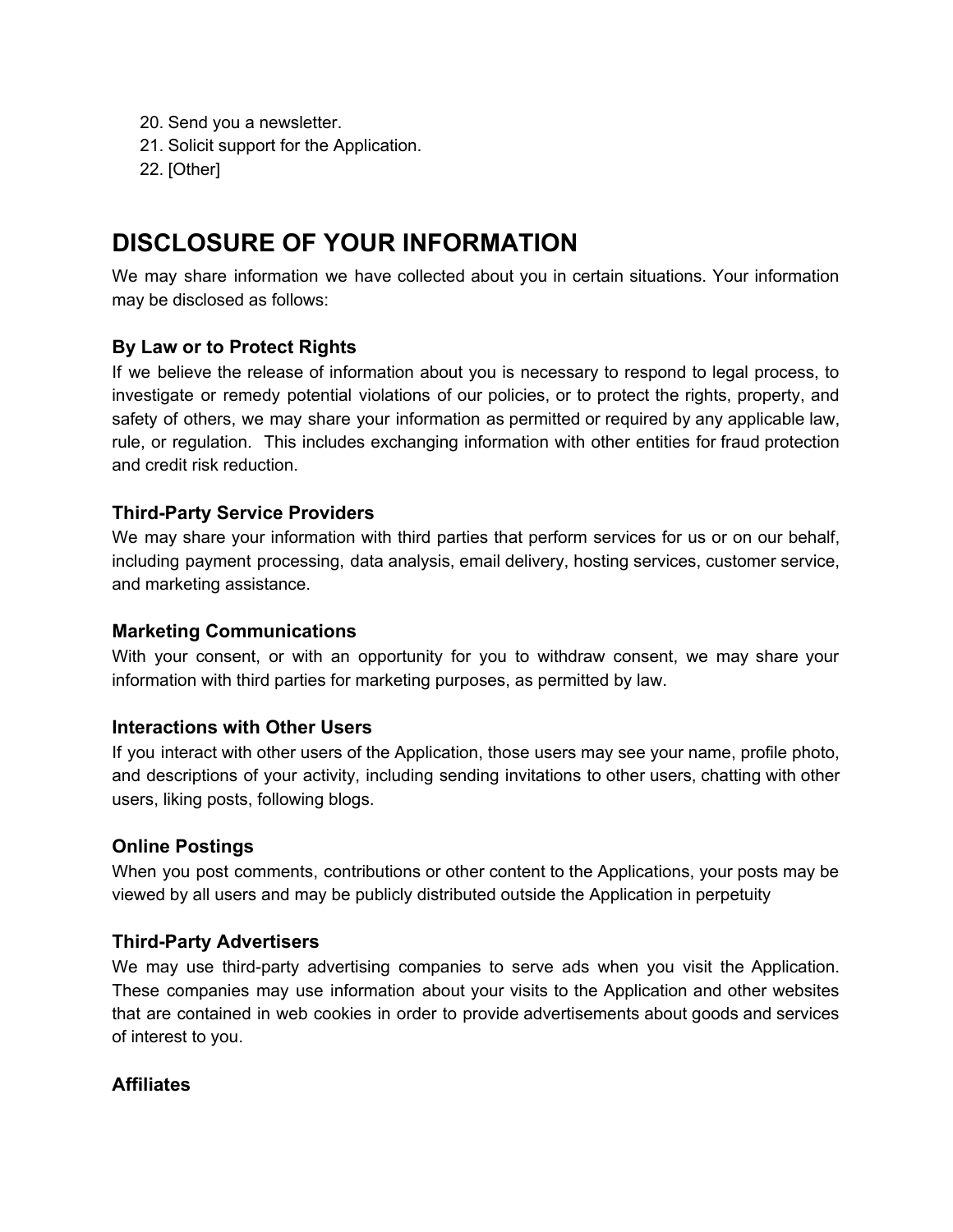20. Send you a newsletter.
21. Solicit support for the Application.
22. [Other]

## DISCLOSURE OF YOUR INFORMATION

We may share information we have collected about you in certain situations. Your information may be disclosed as follows:

### By Law or to Protect Rights

If we believe the release of information about you is necessary to respond to legal process, to investigate or remedy potential violations of our policies, or to protect the rights, property, and safety of others, we may share your information as permitted or required by any applicable law, rule, or regulation. This includes exchanging information with other entities for fraud protection and credit risk reduction.

### Third-Party Service Providers

We may share your information with third parties that perform services for us or on our behalf, including payment processing, data analysis, email delivery, hosting services, customer service, and marketing assistance.

### Marketing Communications

With your consent, or with an opportunity for you to withdraw consent, we may share your information with third parties for marketing purposes, as permitted by law.

### Interactions with Other Users

If you interact with other users of the Application, those users may see your name, profile photo, and descriptions of your activity, including sending invitations to other users, chatting with other users, liking posts, following blogs.

### Online Postings

When you post comments, contributions or other content to the Applications, your posts may be viewed by all users and may be publicly distributed outside the Application in perpetuity

### Third-Party Advertisers

We may use third-party advertising companies to serve ads when you visit the Application. These companies may use information about your visits to the Application and other websites that are contained in web cookies in order to provide advertisements about goods and services of interest to you.

### Affiliates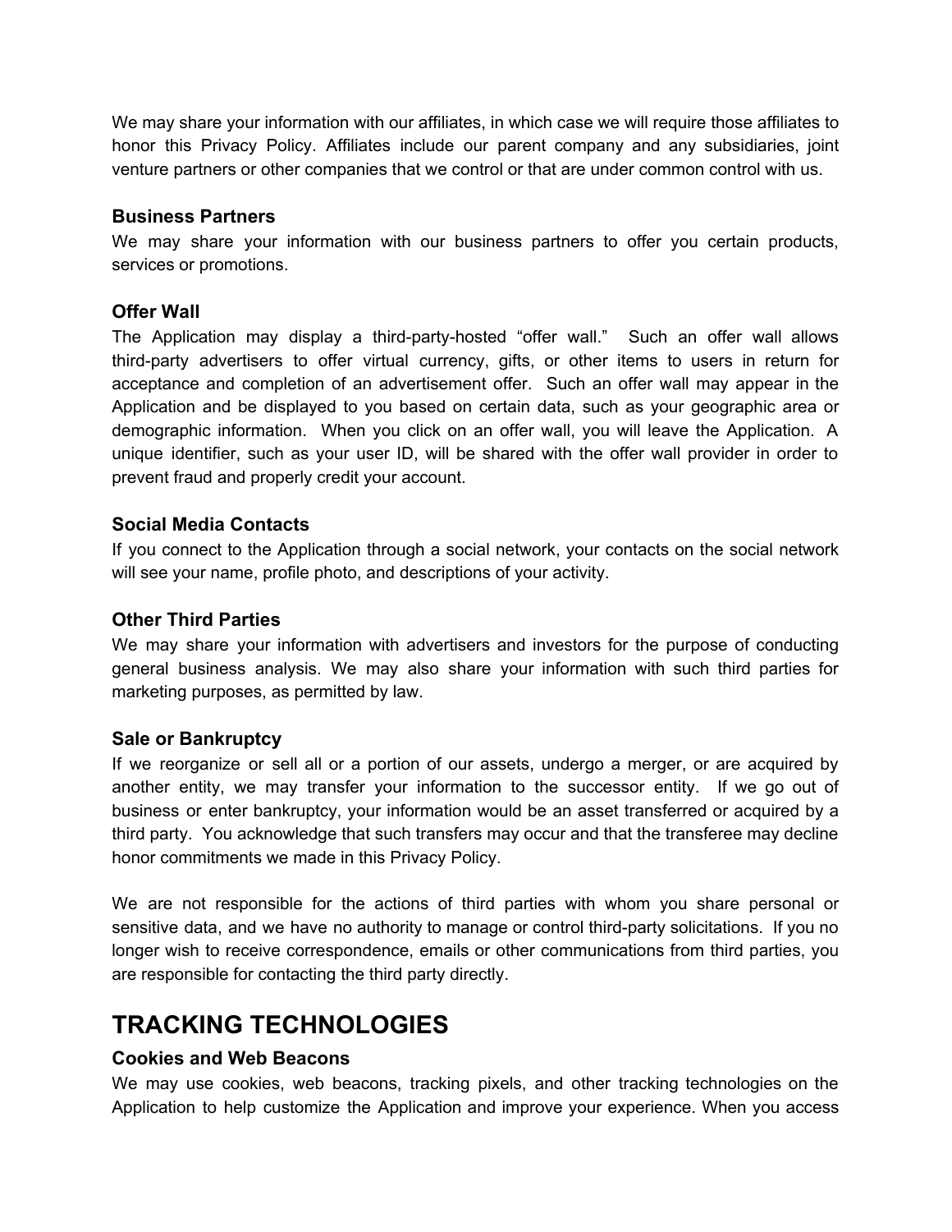We may share your information with our affiliates, in which case we will require those affiliates to honor this Privacy Policy. Affiliates include our parent company and any subsidiaries, joint venture partners or other companies that we control or that are under common control with us.

### Business Partners

We may share your information with our business partners to offer you certain products, services or promotions.

### Offer Wall

The Application may display a third-party-hosted "offer wall." Such an offer wall allows third-party advertisers to offer virtual currency, gifts, or other items to users in return for acceptance and completion of an advertisement offer. Such an offer wall may appear in the Application and be displayed to you based on certain data, such as your geographic area or demographic information. When you click on an offer wall, you will leave the Application. A unique identifier, such as your user ID, will be shared with the offer wall provider in order to prevent fraud and properly credit your account.

### Social Media Contacts

If you connect to the Application through a social network, your contacts on the social network will see your name, profile photo, and descriptions of your activity.

### Other Third Parties

We may share your information with advertisers and investors for the purpose of conducting general business analysis. We may also share your information with such third parties for marketing purposes, as permitted by law.

### Sale or Bankruptcy

If we reorganize or sell all or a portion of our assets, undergo a merger, or are acquired by another entity, we may transfer your information to the successor entity. If we go out of business or enter bankruptcy, your information would be an asset transferred or acquired by a third party. You acknowledge that such transfers may occur and that the transferee may decline honor commitments we made in this Privacy Policy.

We are not responsible for the actions of third parties with whom you share personal or sensitive data, and we have no authority to manage or control third-party solicitations. If you no longer wish to receive correspondence, emails or other communications from third parties, you are responsible for contacting the third party directly.

## TRACKING TECHNOLOGIES

### Cookies and Web Beacons

We may use cookies, web beacons, tracking pixels, and other tracking technologies on the Application to help customize the Application and improve your experience. When you access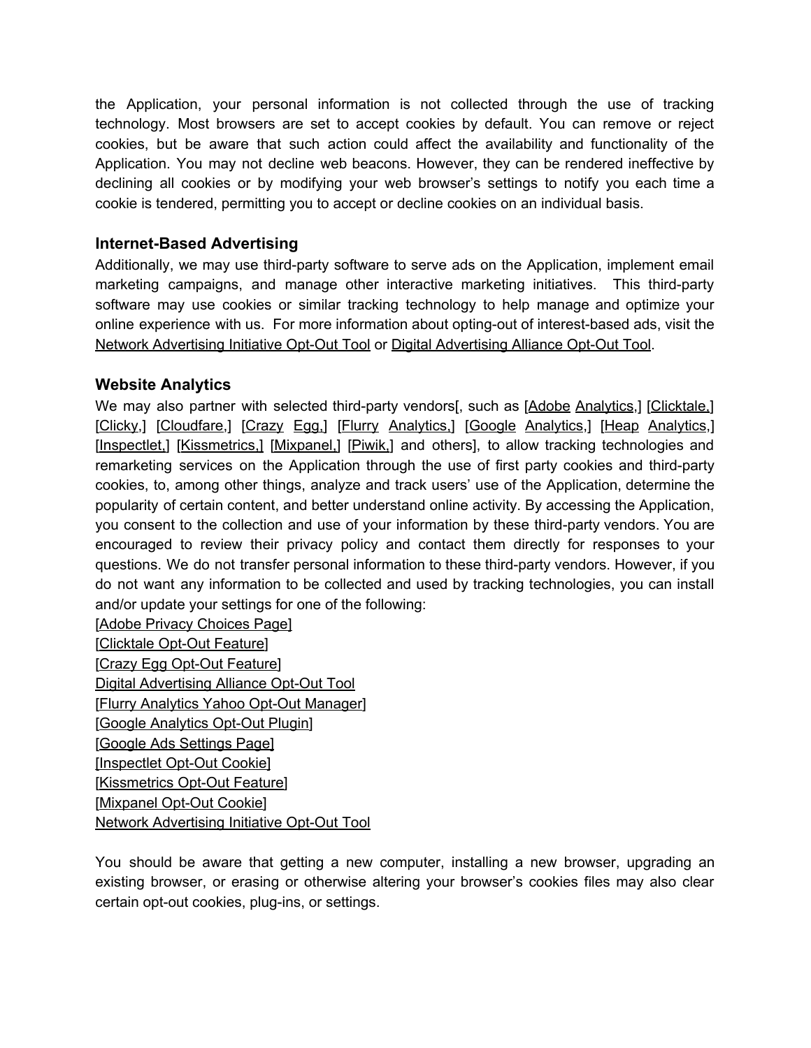the Application, your personal information is not collected through the use of tracking technology. Most browsers are set to accept cookies by default. You can remove or reject cookies, but be aware that such action could affect the availability and functionality of the Application. You may not decline web beacons. However, they can be rendered ineffective by declining all cookies or by modifying your web browser's settings to notify you each time a cookie is tendered, permitting you to accept or decline cookies on an individual basis.

### Internet-Based Advertising

Additionally, we may use third-party software to serve ads on the Application, implement email marketing campaigns, and manage other interactive marketing initiatives. This third-party software may use cookies or similar tracking technology to help manage and optimize your online experience with us. For more information about opting-out of interest-based ads, visit the Network Advertising Initiative Opt-Out Tool or Digital Advertising Alliance Opt-Out Tool.

### Website Analytics

We may also partner with selected third-party vendors[, such as [Adobe Analytics,] [Clicktale,] [Clicky,] [Cloudfare,] [Crazy Egg,] [Flurry Analytics,] [Google Analytics,] [Heap Analytics,] [Inspectlet,] [Kissmetrics,] [Mixpanel,] [Piwik,] and others], to allow tracking technologies and remarketing services on the Application through the use of first party cookies and third-party cookies, to, among other things, analyze and track users' use of the Application, determine the popularity of certain content, and better understand online activity. By accessing the Application, you consent to the collection and use of your information by these third-party vendors. You are encouraged to review their privacy policy and contact them directly for responses to your questions. We do not transfer personal information to these third-party vendors. However, if you do not want any information to be collected and used by tracking technologies, you can install and/or update your settings for one of the following:

[Adobe Privacy Choices Page]
[Clicktale Opt-Out Feature]
[Crazy Egg Opt-Out Feature]
Digital Advertising Alliance Opt-Out Tool
[Flurry Analytics Yahoo Opt-Out Manager]
[Google Analytics Opt-Out Plugin]
[Google Ads Settings Page]
[Inspectlet Opt-Out Cookie]
[Kissmetrics Opt-Out Feature]
[Mixpanel Opt-Out Cookie]
Network Advertising Initiative Opt-Out Tool

You should be aware that getting a new computer, installing a new browser, upgrading an existing browser, or erasing or otherwise altering your browser's cookies files may also clear certain opt-out cookies, plug-ins, or settings.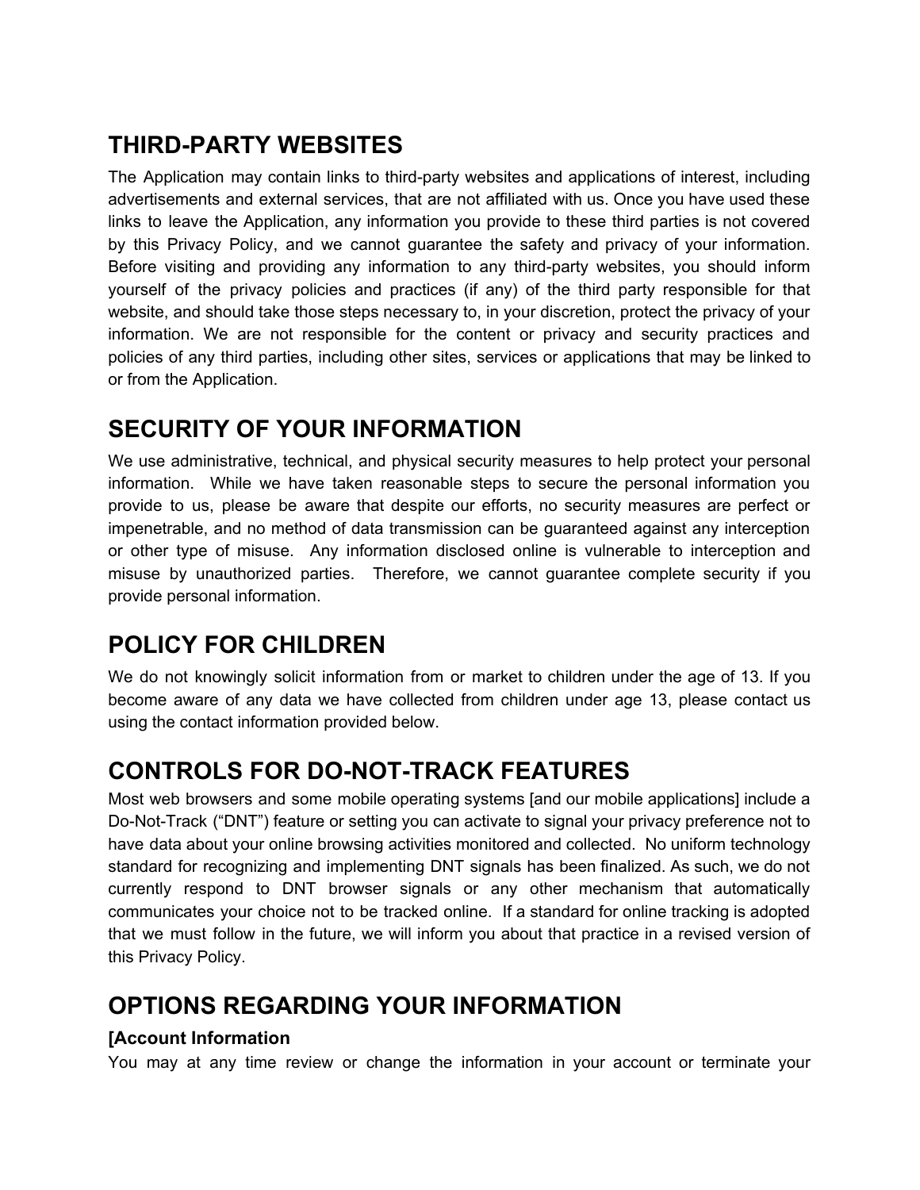## THIRD-PARTY WEBSITES

The Application may contain links to third-party websites and applications of interest, including advertisements and external services, that are not affiliated with us. Once you have used these links to leave the Application, any information you provide to these third parties is not covered by this Privacy Policy, and we cannot guarantee the safety and privacy of your information. Before visiting and providing any information to any third-party websites, you should inform yourself of the privacy policies and practices (if any) of the third party responsible for that website, and should take those steps necessary to, in your discretion, protect the privacy of your information. We are not responsible for the content or privacy and security practices and policies of any third parties, including other sites, services or applications that may be linked to or from the Application.

## SECURITY OF YOUR INFORMATION

We use administrative, technical, and physical security measures to help protect your personal information. While we have taken reasonable steps to secure the personal information you provide to us, please be aware that despite our efforts, no security measures are perfect or impenetrable, and no method of data transmission can be guaranteed against any interception or other type of misuse. Any information disclosed online is vulnerable to interception and misuse by unauthorized parties. Therefore, we cannot guarantee complete security if you provide personal information.

## POLICY FOR CHILDREN

We do not knowingly solicit information from or market to children under the age of 13. If you become aware of any data we have collected from children under age 13, please contact us using the contact information provided below.

## CONTROLS FOR DO-NOT-TRACK FEATURES

Most web browsers and some mobile operating systems [and our mobile applications] include a Do-Not-Track ("DNT") feature or setting you can activate to signal your privacy preference not to have data about your online browsing activities monitored and collected. No uniform technology standard for recognizing and implementing DNT signals has been finalized. As such, we do not currently respond to DNT browser signals or any other mechanism that automatically communicates your choice not to be tracked online. If a standard for online tracking is adopted that we must follow in the future, we will inform you about that practice in a revised version of this Privacy Policy.

## OPTIONS REGARDING YOUR INFORMATION

**[Account Information**

You may at any time review or change the information in your account or terminate your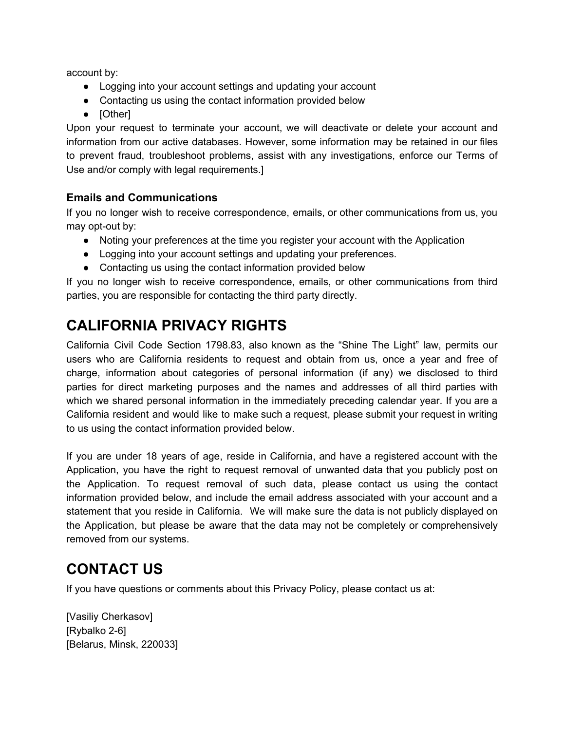account by:

- Logging into your account settings and updating your account
- Contacting us using the contact information provided below
- [Other]

Upon your request to terminate your account, we will deactivate or delete your account and information from our active databases. However, some information may be retained in our files to prevent fraud, troubleshoot problems, assist with any investigations, enforce our Terms of Use and/or comply with legal requirements.]

### Emails and Communications

If you no longer wish to receive correspondence, emails, or other communications from us, you may opt-out by:

- Noting your preferences at the time you register your account with the Application
- Logging into your account settings and updating your preferences.
- Contacting us using the contact information provided below

If you no longer wish to receive correspondence, emails, or other communications from third parties, you are responsible for contacting the third party directly.

## CALIFORNIA PRIVACY RIGHTS

California Civil Code Section 1798.83, also known as the "Shine The Light" law, permits our users who are California residents to request and obtain from us, once a year and free of charge, information about categories of personal information (if any) we disclosed to third parties for direct marketing purposes and the names and addresses of all third parties with which we shared personal information in the immediately preceding calendar year. If you are a California resident and would like to make such a request, please submit your request in writing to us using the contact information provided below.

If you are under 18 years of age, reside in California, and have a registered account with the Application, you have the right to request removal of unwanted data that you publicly post on the Application. To request removal of such data, please contact us using the contact information provided below, and include the email address associated with your account and a statement that you reside in California. We will make sure the data is not publicly displayed on the Application, but please be aware that the data may not be completely or comprehensively removed from our systems.

## CONTACT US

If you have questions or comments about this Privacy Policy, please contact us at:

[Vasiliy Cherkasov]
[Rybalko 2-6]
[Belarus, Minsk, 220033]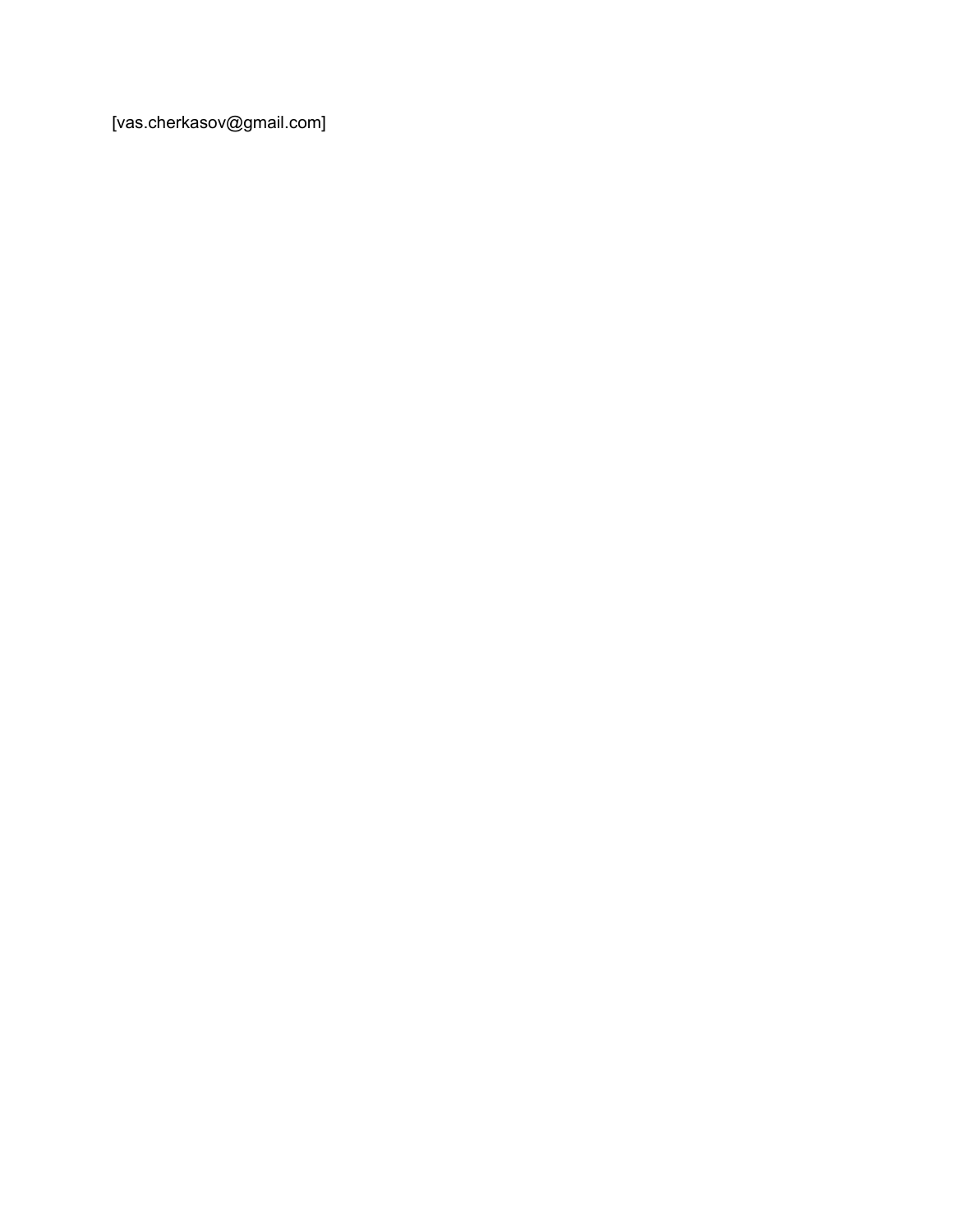[vas.cherkasov@gmail.com]